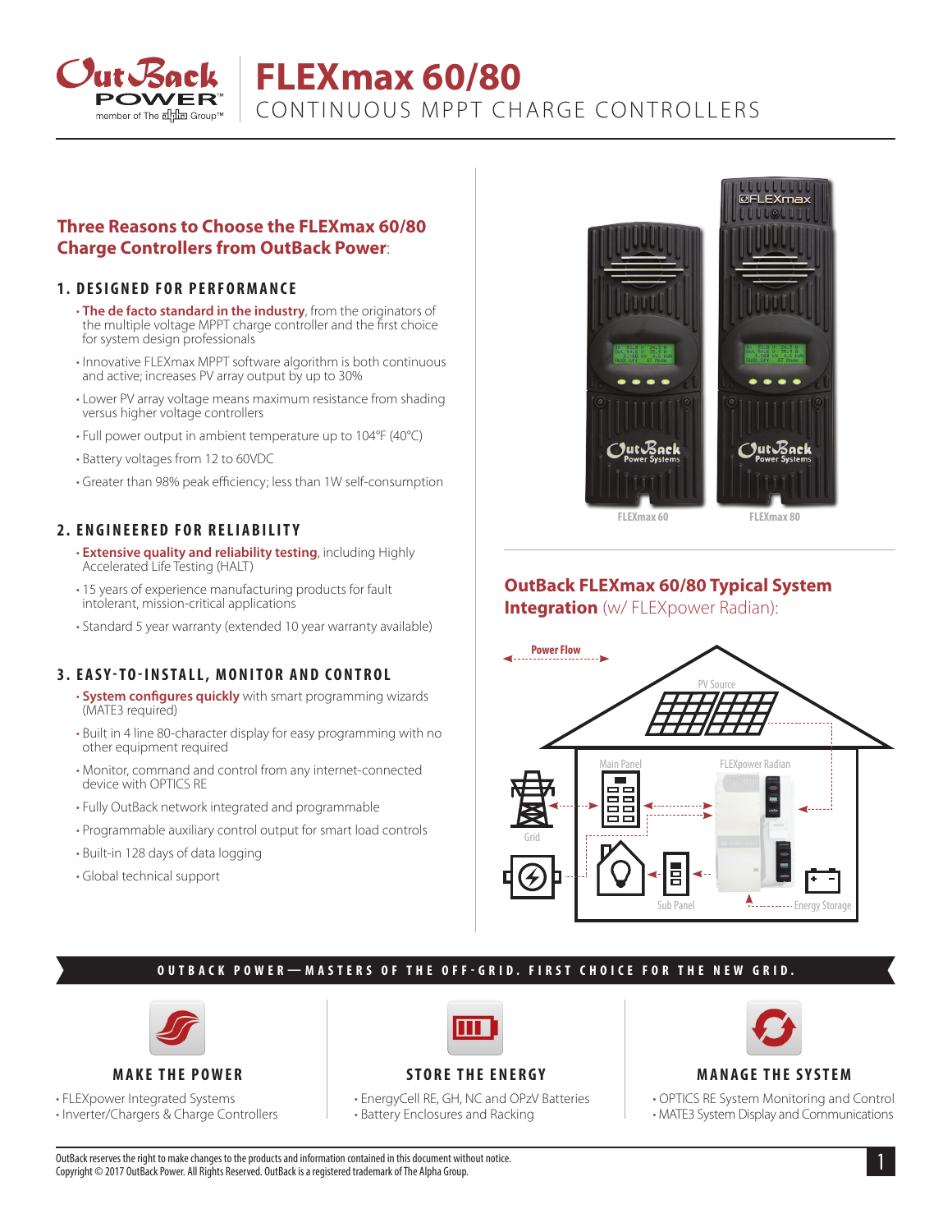# FLEXmax 60/80

## CONTINUOUS MPPT CHARGE CONTROLLERS

## Three Reasons to Choose the FLEXmax 60/80 Charge Controllers from OutBack Power:

### 1. DESIGNED FOR PERFORMANCE

- **The de facto standard in the industry**, from the originators of the multiple voltage MPPT charge controller and the first choice for system design professionals
- Innovative FLEXmax MPPT software algorithm is both continuous and active; increases PV array output by up to 30%
- Lower PV array voltage means maximum resistance from shading versus higher voltage controllers
- Full power output in ambient temperature up to 104°F (40°C)
- Battery voltages from 12 to 60VDC
- Greater than 98% peak efficiency; less than 1W self-consumption

### 2. ENGINEERED FOR RELIABILITY

- **Extensive quality and reliability testing**, including Highly Accelerated Life Testing (HALT)
- 15 years of experience manufacturing products for fault intolerant, mission-critical applications
- Standard 5 year warranty (extended 10 year warranty available)

### 3. EASY-TO-INSTALL, MONITOR AND CONTROL

- **System configures quickly** with smart programming wizards (MATE3 required)
- Built in 4 line 80-character display for easy programming with no other equipment required
- Monitor, command and control from any internet-connected device with OPTICS RE
- Fully OutBack network integrated and programmable
- Programmable auxiliary control output for smart load controls
- Built-in 128 days of data logging
- Global technical support

FLEXmax 60 FLEXmax 80

## OutBack FLEXmax 60/80 Typical System Integration (w/ FLEXpower Radian):

Power Flow

PV Source

Main Panel

FLEXpower Radian

Grid

Sub Panel

Energy Storage

**OUTBACK POWER—MASTERS OF THE OFF-GRID. FIRST CHOICE FOR THE NEW GRID.**

### MAKE THE POWER

- FLEXpower Integrated Systems
- Inverter/Chargers & Charge Controllers

### STORE THE ENERGY

- EnergyCell RE, GH, NC and OPzV Batteries
- Battery Enclosures and Racking

### MANAGE THE SYSTEM

- OPTICS RE System Monitoring and Control
- MATE3 System Display and Communications

OutBack reserves the right to make changes to the products and information contained in this document without notice.
Copyright © 2017 OutBack Power. All Rights Reserved. OutBack is a registered trademark of The Alpha Group.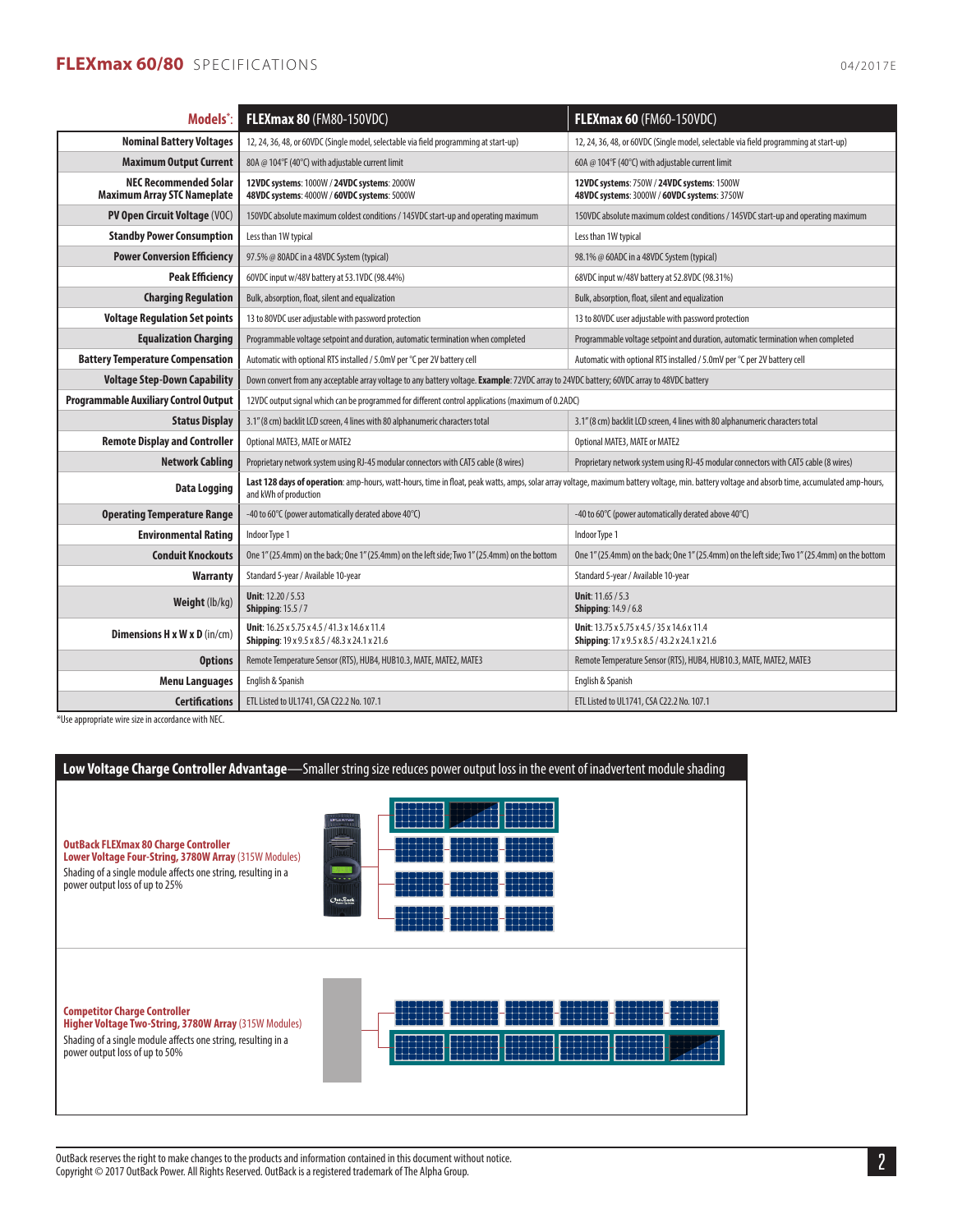## FLEXmax 60/80 SPECIFICATIONS

| Models*: | FLEXmax 80 (FM80-150VDC) | FLEXmax 60 (FM60-150VDC) |
|---|---|---|
| Nominal Battery Voltages | 12, 24, 36, 48, or 60VDC (Single model, selectable via field programming at start-up) | 12, 24, 36, 48, or 60VDC (Single model, selectable via field programming at start-up) |
| Maximum Output Current | 80A @ 104°F (40°C) with adjustable current limit | 60A @ 104°F (40°C) with adjustable current limit |
| NEC Recommended Solar Maximum Array STC Nameplate | **12VDC systems**: 1000W / **24VDC systems**: 2000W **48VDC systems**: 4000W / **60VDC systems**: 5000W | **12VDC systems**: 750W / **24VDC systems**: 1500W **48VDC systems**: 3000W / **60VDC systems**: 3750W |
| PV Open Circuit Voltage (VOC) | 150VDC absolute maximum coldest conditions / 145VDC start-up and operating maximum | 150VDC absolute maximum coldest conditions / 145VDC start-up and operating maximum |
| Standby Power Consumption | Less than 1W typical | Less than 1W typical |
| Power Conversion Efficiency | 97.5% @ 80ADC in a 48VDC System (typical) | 98.1% @ 60ADC in a 48VDC System (typical) |
| Peak Efficiency | 60VDC input w/48V battery at 53.1VDC (98.44%) | 68VDC input w/48V battery at 52.8VDC (98.31%) |
| Charging Regulation | Bulk, absorption, float, silent and equalization | Bulk, absorption, float, silent and equalization |
| Voltage Regulation Set points | 13 to 80VDC user adjustable with password protection | 13 to 80VDC user adjustable with password protection |
| Equalization Charging | Programmable voltage setpoint and duration, automatic termination when completed | Programmable voltage setpoint and duration, automatic termination when completed |
| Battery Temperature Compensation | Automatic with optional RTS installed / 5.0mV per °C per 2V battery cell | Automatic with optional RTS installed / 5.0mV per °C per 2V battery cell |
| Voltage Step-Down Capability | Down convert from any acceptable array voltage to any battery voltage. **Example**: 72VDC array to 24VDC battery; 60VDC array to 48VDC battery | |
| Programmable Auxiliary Control Output | 12VDC output signal which can be programmed for different control applications (maximum of 0.2ADC) | |
| Status Display | 3.1" (8 cm) backlit LCD screen, 4 lines with 80 alphanumeric characters total | 3.1" (8 cm) backlit LCD screen, 4 lines with 80 alphanumeric characters total |
| Remote Display and Controller | Optional MATE3, MATE or MATE2 | Optional MATE3, MATE or MATE2 |
| Network Cabling | Proprietary network system using RJ-45 modular connectors with CAT5 cable (8 wires) | Proprietary network system using RJ-45 modular connectors with CAT5 cable (8 wires) |
| Data Logging | **Last 128 days of operation**: amp-hours, watt-hours, time in float, peak watts, amps, solar array voltage, maximum battery voltage, min. battery voltage and absorb time, accumulated amp-hours, and kWh of production | |
| Operating Temperature Range | -40 to 60°C (power automatically derated above 40°C) | -40 to 60°C (power automatically derated above 40°C) |
| Environmental Rating | Indoor Type 1 | Indoor Type 1 |
| Conduit Knockouts | One 1" (25.4mm) on the back; One 1" (25.4mm) on the left side; Two 1" (25.4mm) on the bottom | One 1" (25.4mm) on the back; One 1" (25.4mm) on the left side; Two 1" (25.4mm) on the bottom |
| Warranty | Standard 5-year / Available 10-year | Standard 5-year / Available 10-year |
| Weight (lb/kg) | **Unit**: 12.20 / 5.53 **Shipping**: 15.5 / 7 | **Unit**: 11.65 / 5.3 **Shipping**: 14.9 / 6.8 |
| Dimensions H x W x D (in/cm) | **Unit**: 16.25 x 5.75 x 4.5 / 41.3 x 14.6 x 11.4 **Shipping**: 19 x 9.5 x 8.5 / 48.3 x 24.1 x 21.6 | **Unit**: 13.75 x 5.75 x 4.5 / 35 x 14.6 x 11.4 **Shipping**: 17 x 9.5 x 8.5 / 43.2 x 24.1 x 21.6 |
| Options | Remote Temperature Sensor (RTS), HUB4, HUB10.3, MATE, MATE2, MATE3 | Remote Temperature Sensor (RTS), HUB4, HUB10.3, MATE, MATE2, MATE3 |
| Menu Languages | English & Spanish | English & Spanish |
| Certifications | ETL Listed to UL1741, CSA C22.2 No. 107.1 | ETL Listed to UL1741, CSA C22.2 No. 107.1 |

*Use appropriate wire size in accordance with NEC.

### Low Voltage Charge Controller Advantage—Smaller string size reduces power output loss in the event of inadvertent module shading

**OutBack FLEXmax 80 Charge Controller**
**Lower Voltage Four-String, 3780W Array** (315W Modules)
Shading of a single module affects one string, resulting in a power output loss of up to 25%

**Competitor Charge Controller**
**Higher Voltage Two-String, 3780W Array** (315W Modules)
Shading of a single module affects one string, resulting in a power output loss of up to 50%

OutBack reserves the right to make changes to the products and information contained in this document without notice.
Copyright © 2017 OutBack Power. All Rights Reserved. OutBack is a registered trademark of The Alpha Group.